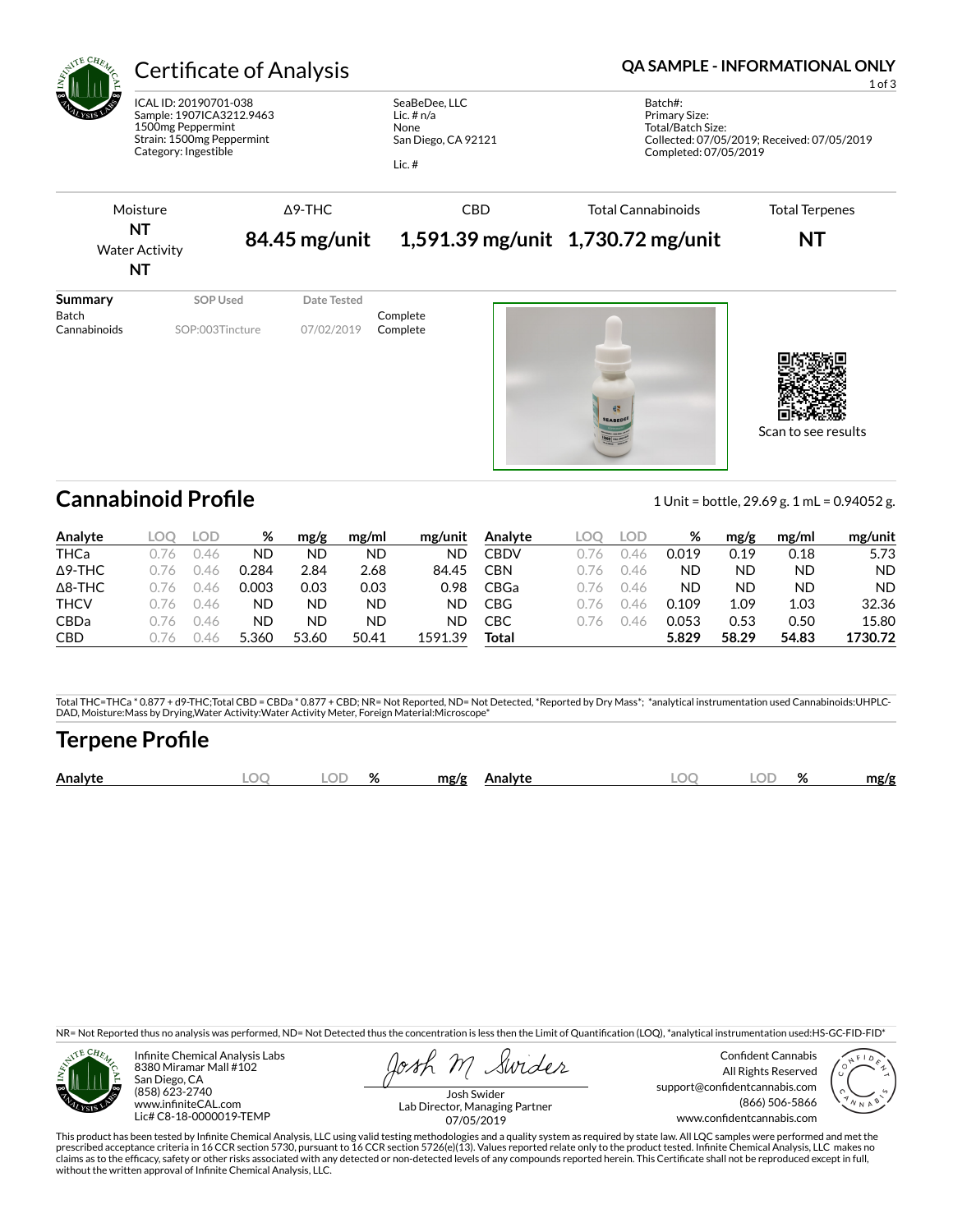# Certificate of Analysis

**QA SAMPLE - INFORMATIONAL ONLY**

ICAL ID: 20190701-038
Sample: 1907ICA3212.9463
1500mg Peppermint
Strain: 1500mg Peppermint
Category: Ingestible

SeaBeDee, LLC
Lic. # n/a
None
San Diego, CA 92121

Lic. #

Batch#:
Primary Size:
Total/Batch Size:
Collected: 07/05/2019; Received: 07/05/2019
Completed: 07/05/2019

| Moisture | Δ9-THC | CBD | Total Cannabinoids | Total Terpenes |
|---|---|---|---|---|
| **NT** | **84.45 mg/unit** | **1,591.39 mg/unit** | **1,730.72 mg/unit** | **NT** |
| Water Activity **NT** | | | | |

| Summary | SOP Used | Date Tested | |
|---|---|---|---|
| Batch | | | Complete |
| Cannabinoids | SOP:003Tincture | 07/02/2019 | Complete |

Scan to see results

## Cannabinoid Profile

1 Unit = bottle, 29.69 g. 1 mL = 0.94052 g.

| Analyte | LOQ | LOD | % | mg/g | mg/ml | mg/unit |
|---|---|---|---|---|---|---|
| THCa | 0.76 | 0.46 | ND | ND | ND | ND |
| Δ9-THC | 0.76 | 0.46 | 0.284 | 2.84 | 2.68 | 84.45 |
| Δ8-THC | 0.76 | 0.46 | 0.003 | 0.03 | 0.03 | 0.98 |
| THCV | 0.76 | 0.46 | ND | ND | ND | ND |
| CBDa | 0.76 | 0.46 | ND | ND | ND | ND |
| CBD | 0.76 | 0.46 | 5.360 | 53.60 | 50.41 | 1591.39 |
| CBDV | 0.76 | 0.46 | 0.019 | 0.19 | 0.18 | 5.73 |
| CBN | 0.76 | 0.46 | ND | ND | ND | ND |
| CBGa | 0.76 | 0.46 | ND | ND | ND | ND |
| CBG | 0.76 | 0.46 | 0.109 | 1.09 | 1.03 | 32.36 |
| CBC | 0.76 | 0.46 | 0.053 | 0.53 | 0.50 | 15.80 |
| **Total** | | | **5.829** | **58.29** | **54.83** | **1730.72** |

Total THC=THCa * 0.877 + d9-THC;Total CBD = CBDa * 0.877 + CBD; NR= Not Reported, ND= Not Detected, *Reported by Dry Mass*; *analytical instrumentation used Cannabinoids:UHPLC-DAD, Moisture:Mass by Drying,Water Activity:Water Activity Meter, Foreign Material:Microscope*

## Terpene Profile

| Analyte | LOQ | LOD | % | mg/g | Analyte | LOQ | LOD | % | mg/g |
|---|---|---|---|---|---|---|---|---|---|

NR= Not Reported thus no analysis was performed, ND= Not Detected thus the concentration is less then the Limit of Quantification (LOQ), *analytical instrumentation used:HS-GC-FID-FID*

Infinite Chemical Analysis Labs
8380 Miramar Mall #102
San Diego, CA
(858) 623-2740
www.infiniteCAL.com
Lic# C8-18-0000019-TEMP

Josh Swider
Lab Director, Managing Partner
07/05/2019

Confident Cannabis
All Rights Reserved
support@confidentcannabis.com
(866) 506-5866
www.confidentcannabis.com

This product has been tested by Infinite Chemical Analysis, LLC using valid testing methodologies and a quality system as required by state law. All LQC samples were performed and met the prescribed acceptance criteria in 16 CCR section 5730, pursuant to 16 CCR section 5726(e)(13). Values reported relate only to the product tested. Infinite Chemical Analysis, LLC makes no claims as to the efficacy, safety or other risks associated with any detected or non-detected levels of any compounds reported herein. This Certificate shall not be reproduced except in full, without the written approval of Infinite Chemical Analysis, LLC.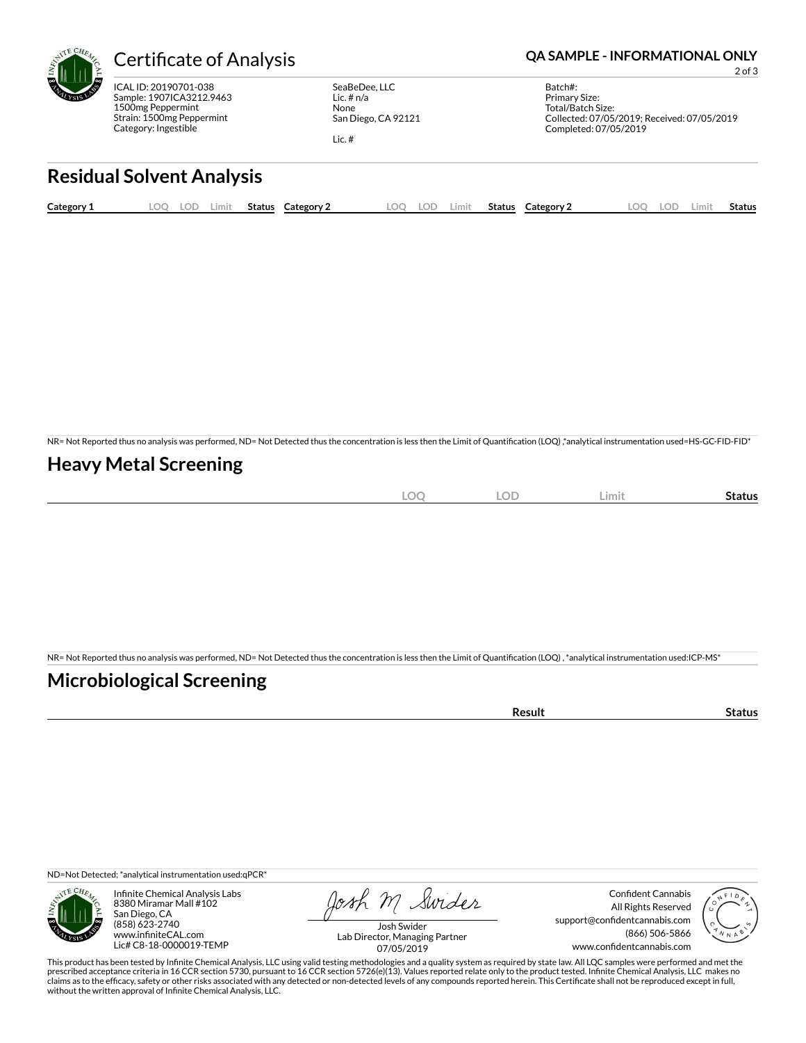# Certificate of Analysis

**QA SAMPLE - INFORMATIONAL ONLY**

ICAL ID: 20190701-038
Sample: 1907ICA3212.9463
1500mg Peppermint
Strain: 1500mg Peppermint
Category: Ingestible

SeaBeDee, LLC
Lic. # n/a
None
San Diego, CA 92121

Lic. #

Batch#:
Primary Size:
Total/Batch Size:
Collected: 07/05/2019; Received: 07/05/2019
Completed: 07/05/2019

## Residual Solvent Analysis

| Category 1 | LOQ | LOD | Limit | Status | Category 2 | LOQ | LOD | Limit | Status | Category 2 | LOQ | LOD | Limit | Status |
|---|---|---|---|---|---|---|---|---|---|---|---|---|---|---|

NR= Not Reported thus no analysis was performed, ND= Not Detected thus the concentration is less then the Limit of Quantification (LOQ) ,*analytical instrumentation used=HS-GC-FID-FID*

## Heavy Metal Screening

| | LOQ | LOD | Limit | Status |
|---|---|---|---|---|

NR= Not Reported thus no analysis was performed, ND= Not Detected thus the concentration is less then the Limit of Quantification (LOQ) , *analytical instrumentation used:ICP-MS*

## Microbiological Screening

| | Result | Status |
|---|---|---|

ND=Not Detected; *analytical instrumentation used:qPCR*

Infinite Chemical Analysis Labs
8380 Miramar Mall #102
San Diego, CA
(858) 623-2740
www.infiniteCAL.com
Lic# C8-18-0000019-TEMP

Josh M Swider
Josh Swider
Lab Director, Managing Partner
07/05/2019

Confident Cannabis
All Rights Reserved
support@confidentcannabis.com
(866) 506-5866
www.confidentcannabis.com

This product has been tested by Infinite Chemical Analysis, LLC using valid testing methodologies and a quality system as required by state law. All LQC samples were performed and met the prescribed acceptance criteria in 16 CCR section 5730, pursuant to 16 CCR section 5726(e)(13). Values reported relate only to the product tested. Infinite Chemical Analysis, LLC makes no claims as to the efficacy, safety or other risks associated with any detected or non-detected levels of any compounds reported herein. This Certificate shall not be reproduced except in full, without the written approval of Infinite Chemical Analysis, LLC.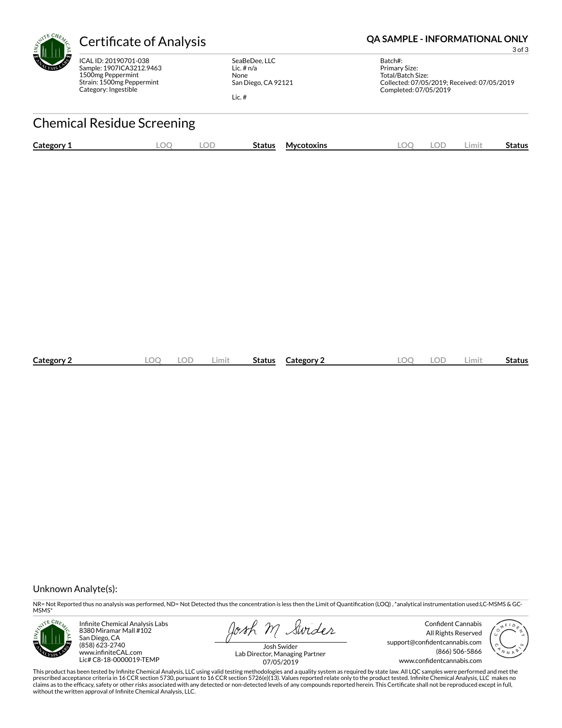# Certificate of Analysis

**QA SAMPLE - INFORMATIONAL ONLY**

ICAL ID: 20190701-038
Sample: 1907ICA3212.9463
1500mg Peppermint
Strain: 1500mg Peppermint
Category: Ingestible

SeaBeDee, LLC
Lic. # n/a
None
San Diego, CA 92121

Lic. #

Batch#:
Primary Size:
Total/Batch Size:
Collected: 07/05/2019; Received: 07/05/2019
Completed: 07/05/2019

## Chemical Residue Screening

| Category 1 | LOQ | LOD | Status |
|---|---|---|---|

| Mycotoxins | LOQ | LOD | Limit | Status |
|---|---|---|---|---|

| Category 2 | LOQ | LOD | Limit | Status |
|---|---|---|---|---|

| Category 2 | LOQ | LOD | Limit | Status |
|---|---|---|---|---|

Unknown Analyte(s):

NR= Not Reported thus no analysis was performed, ND= Not Detected thus the concentration is less then the Limit of Quantification (LOQ) , *analytical instrumentation used:LC-MSMS & GC-MSMS*

Infinite Chemical Analysis Labs
8380 Miramar Mall #102
San Diego, CA
(858) 623-2740
www.infiniteCAL.com
Lic# C8-18-0000019-TEMP

Josh Swider
Lab Director, Managing Partner
07/05/2019

Confident Cannabis
All Rights Reserved
support@confidentcannabis.com
(866) 506-5866
www.confidentcannabis.com

This product has been tested by Infinite Chemical Analysis, LLC using valid testing methodologies and a quality system as required by state law. All LQC samples were performed and met the prescribed acceptance criteria in 16 CCR section 5730, pursuant to 16 CCR section 5726(e)(13). Values reported relate only to the product tested. Infinite Chemical Analysis, LLC makes no claims as to the efficacy, safety or other risks associated with any detected or non-detected levels of any compounds reported herein. This Certificate shall not be reproduced except in full, without the written approval of Infinite Chemical Analysis, LLC.